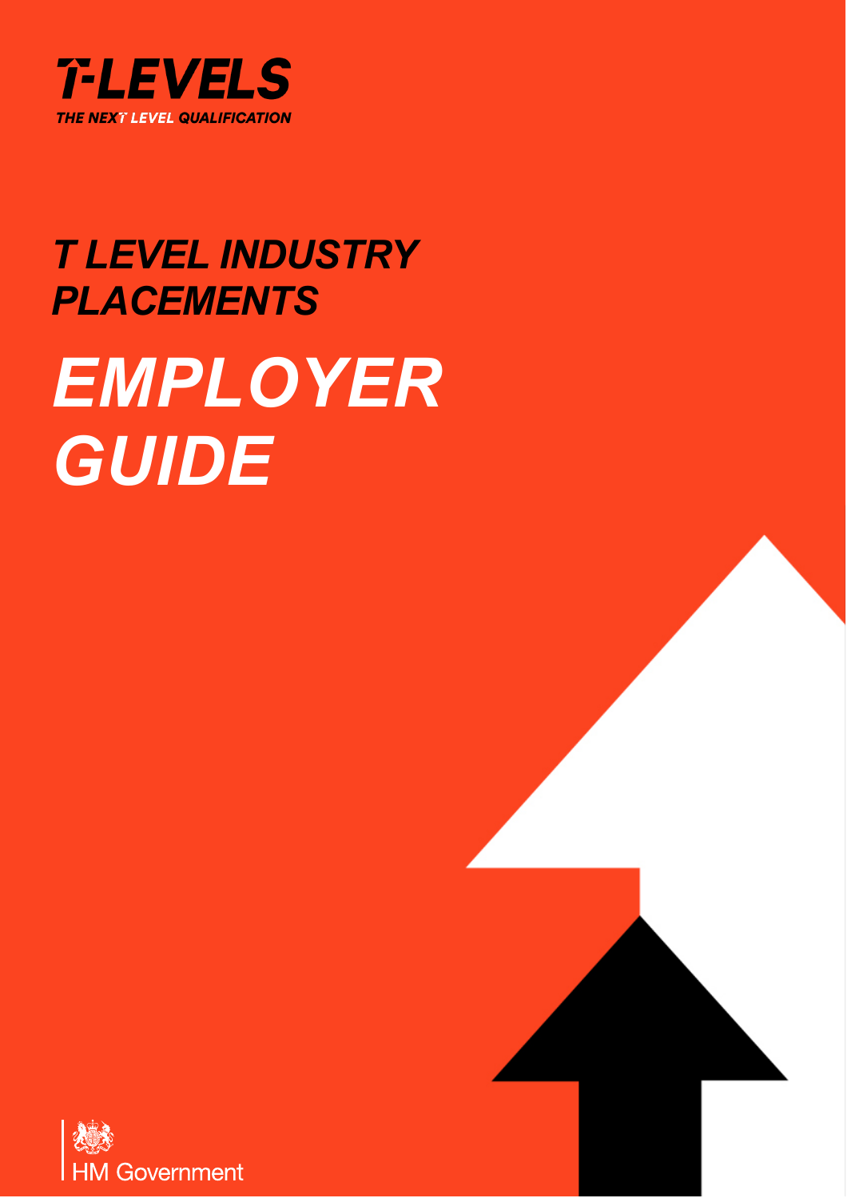T-LEVELS

THE NEXT LEVEL QUALIFICATION

# T LEVEL INDUSTRY PLACEMENTS

# EMPLOYER GUIDE

HM Government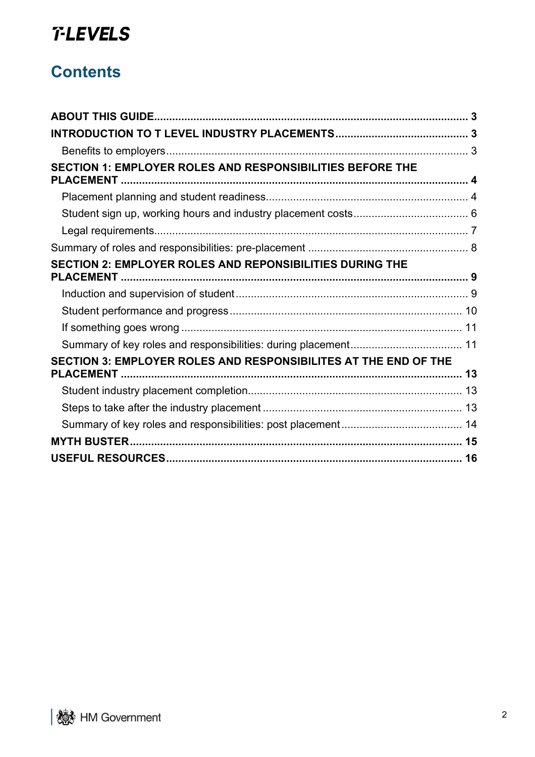# Contents

**ABOUT THIS GUIDE** ..... 3

**INTRODUCTION TO T LEVEL INDUSTRY PLACEMENTS** ..... 3

- Benefits to employers ..... 3

**SECTION 1: EMPLOYER ROLES AND RESPONSIBILITIES BEFORE THE PLACEMENT** ..... 4

- Placement planning and student readiness ..... 4
- Student sign up, working hours and industry placement costs ..... 6
- Legal requirements ..... 7

Summary of roles and responsibilities: pre-placement ..... 8

**SECTION 2: EMPLOYER ROLES AND REPONSIBILITIES DURING THE PLACEMENT** ..... 9

- Induction and supervision of student ..... 9
- Student performance and progress ..... 10
- If something goes wrong ..... 11
- Summary of key roles and responsibilities: during placement ..... 11

**SECTION 3: EMPLOYER ROLES AND RESPONSIBILITES AT THE END OF THE PLACEMENT** ..... 13

- Student industry placement completion ..... 13
- Steps to take after the industry placement ..... 13
- Summary of key roles and responsibilities: post placement ..... 14

**MYTH BUSTER** ..... 15

**USEFUL RESOURCES** ..... 16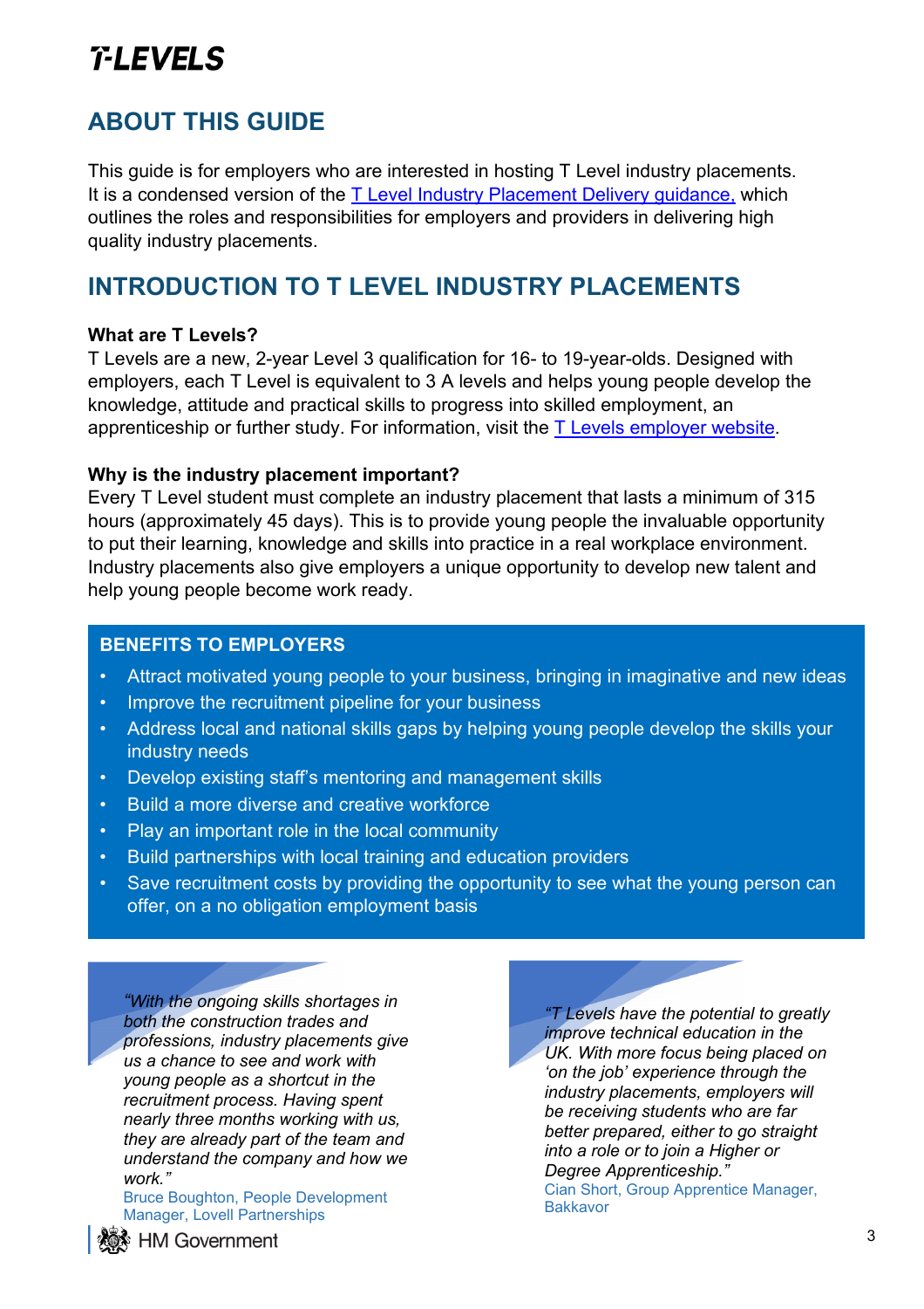# ABOUT THIS GUIDE

This guide is for employers who are interested in hosting T Level industry placements. It is a condensed version of the [T Level Industry Placement Delivery guidance,](#) which outlines the roles and responsibilities for employers and providers in delivering high quality industry placements.

# INTRODUCTION TO T LEVEL INDUSTRY PLACEMENTS

**What are T Levels?**
T Levels are a new, 2-year Level 3 qualification for 16- to 19-year-olds. Designed with employers, each T Level is equivalent to 3 A levels and helps young people develop the knowledge, attitude and practical skills to progress into skilled employment, an apprenticeship or further study. For information, visit the [T Levels employer website](#).

**Why is the industry placement important?**
Every T Level student must complete an industry placement that lasts a minimum of 315 hours (approximately 45 days). This is to provide young people the invaluable opportunity to put their learning, knowledge and skills into practice in a real workplace environment. Industry placements also give employers a unique opportunity to develop new talent and help young people become work ready.

## BENEFITS TO EMPLOYERS

- Attract motivated young people to your business, bringing in imaginative and new ideas
- Improve the recruitment pipeline for your business
- Address local and national skills gaps by helping young people develop the skills your industry needs
- Develop existing staff's mentoring and management skills
- Build a more diverse and creative workforce
- Play an important role in the local community
- Build partnerships with local training and education providers
- Save recruitment costs by providing the opportunity to see what the young person can offer, on a no obligation employment basis

*"With the ongoing skills shortages in both the construction trades and professions, industry placements give us a chance to see and work with young people as a shortcut in the recruitment process. Having spent nearly three months working with us, they are already part of the team and understand the company and how we work."*
Bruce Boughton, People Development Manager, Lovell Partnerships

*"T Levels have the potential to greatly improve technical education in the UK. With more focus being placed on 'on the job' experience through the industry placements, employers will be receiving students who are far better prepared, either to go straight into a role or to join a Higher or Degree Apprenticeship."*
Cian Short, Group Apprentice Manager, Bakkavor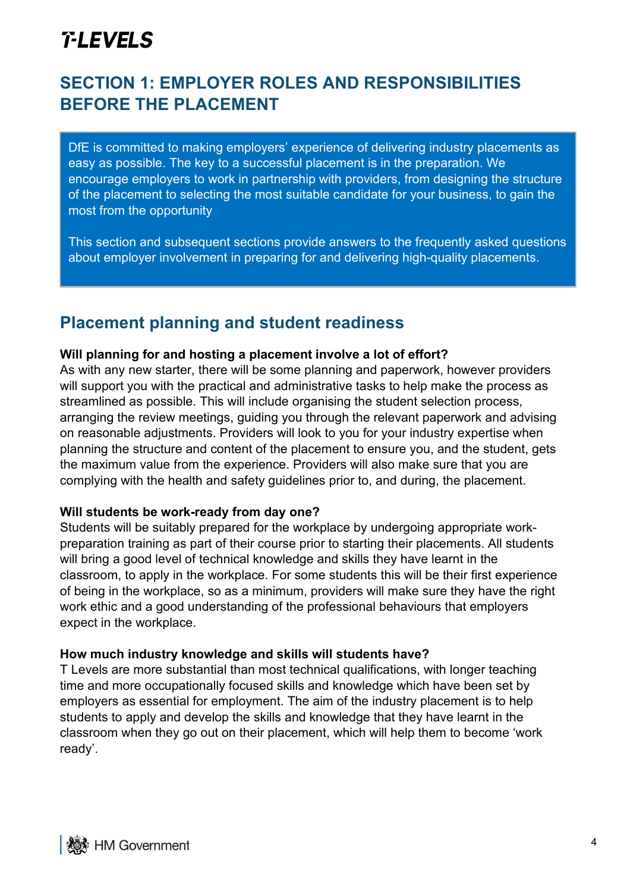# SECTION 1: EMPLOYER ROLES AND RESPONSIBILITIES BEFORE THE PLACEMENT

DfE is committed to making employers' experience of delivering industry placements as easy as possible. The key to a successful placement is in the preparation. We encourage employers to work in partnership with providers, from designing the structure of the placement to selecting the most suitable candidate for your business, to gain the most from the opportunity

This section and subsequent sections provide answers to the frequently asked questions about employer involvement in preparing for and delivering high-quality placements.

## Placement planning and student readiness

**Will planning for and hosting a placement involve a lot of effort?**
As with any new starter, there will be some planning and paperwork, however providers will support you with the practical and administrative tasks to help make the process as streamlined as possible. This will include organising the student selection process, arranging the review meetings, guiding you through the relevant paperwork and advising on reasonable adjustments. Providers will look to you for your industry expertise when planning the structure and content of the placement to ensure you, and the student, gets the maximum value from the experience. Providers will also make sure that you are complying with the health and safety guidelines prior to, and during, the placement.

**Will students be work-ready from day one?**
Students will be suitably prepared for the workplace by undergoing appropriate work-preparation training as part of their course prior to starting their placements. All students will bring a good level of technical knowledge and skills they have learnt in the classroom, to apply in the workplace. For some students this will be their first experience of being in the workplace, so as a minimum, providers will make sure they have the right work ethic and a good understanding of the professional behaviours that employers expect in the workplace.

**How much industry knowledge and skills will students have?**
T Levels are more substantial than most technical qualifications, with longer teaching time and more occupationally focused skills and knowledge which have been set by employers as essential for employment. The aim of the industry placement is to help students to apply and develop the skills and knowledge that they have learnt in the classroom when they go out on their placement, which will help them to become 'work ready'.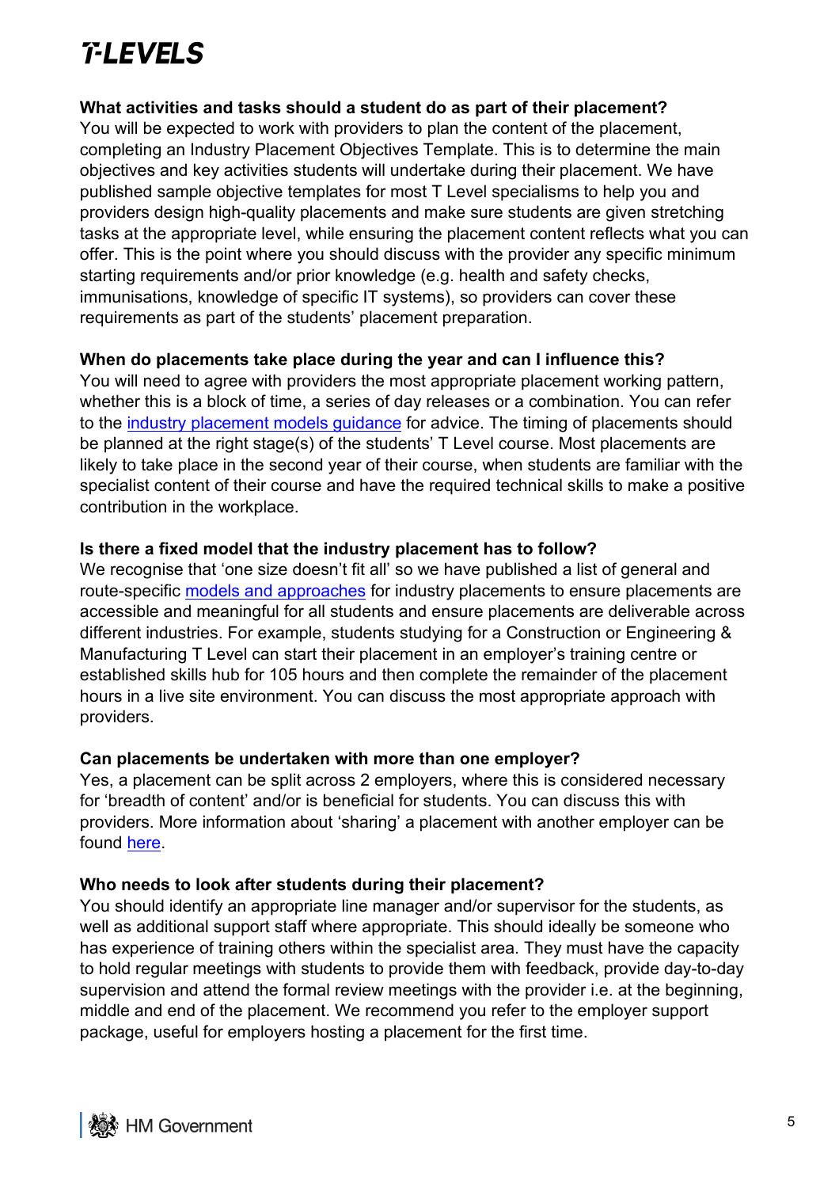**What activities and tasks should a student do as part of their placement?**

You will be expected to work with providers to plan the content of the placement, completing an Industry Placement Objectives Template. This is to determine the main objectives and key activities students will undertake during their placement. We have published sample objective templates for most T Level specialisms to help you and providers design high-quality placements and make sure students are given stretching tasks at the appropriate level, while ensuring the placement content reflects what you can offer. This is the point where you should discuss with the provider any specific minimum starting requirements and/or prior knowledge (e.g. health and safety checks, immunisations, knowledge of specific IT systems), so providers can cover these requirements as part of the students' placement preparation.

**When do placements take place during the year and can I influence this?**

You will need to agree with providers the most appropriate placement working pattern, whether this is a block of time, a series of day releases or a combination. You can refer to the industry placement models guidance for advice. The timing of placements should be planned at the right stage(s) of the students' T Level course. Most placements are likely to take place in the second year of their course, when students are familiar with the specialist content of their course and have the required technical skills to make a positive contribution in the workplace.

**Is there a fixed model that the industry placement has to follow?**

We recognise that 'one size doesn't fit all' so we have published a list of general and route-specific models and approaches for industry placements to ensure placements are accessible and meaningful for all students and ensure placements are deliverable across different industries. For example, students studying for a Construction or Engineering & Manufacturing T Level can start their placement in an employer's training centre or established skills hub for 105 hours and then complete the remainder of the placement hours in a live site environment. You can discuss the most appropriate approach with providers.

**Can placements be undertaken with more than one employer?**

Yes, a placement can be split across 2 employers, where this is considered necessary for 'breadth of content' and/or is beneficial for students. You can discuss this with providers. More information about 'sharing' a placement with another employer can be found here.

**Who needs to look after students during their placement?**

You should identify an appropriate line manager and/or supervisor for the students, as well as additional support staff where appropriate. This should ideally be someone who has experience of training others within the specialist area. They must have the capacity to hold regular meetings with students to provide them with feedback, provide day-to-day supervision and attend the formal review meetings with the provider i.e. at the beginning, middle and end of the placement. We recommend you refer to the employer support package, useful for employers hosting a placement for the first time.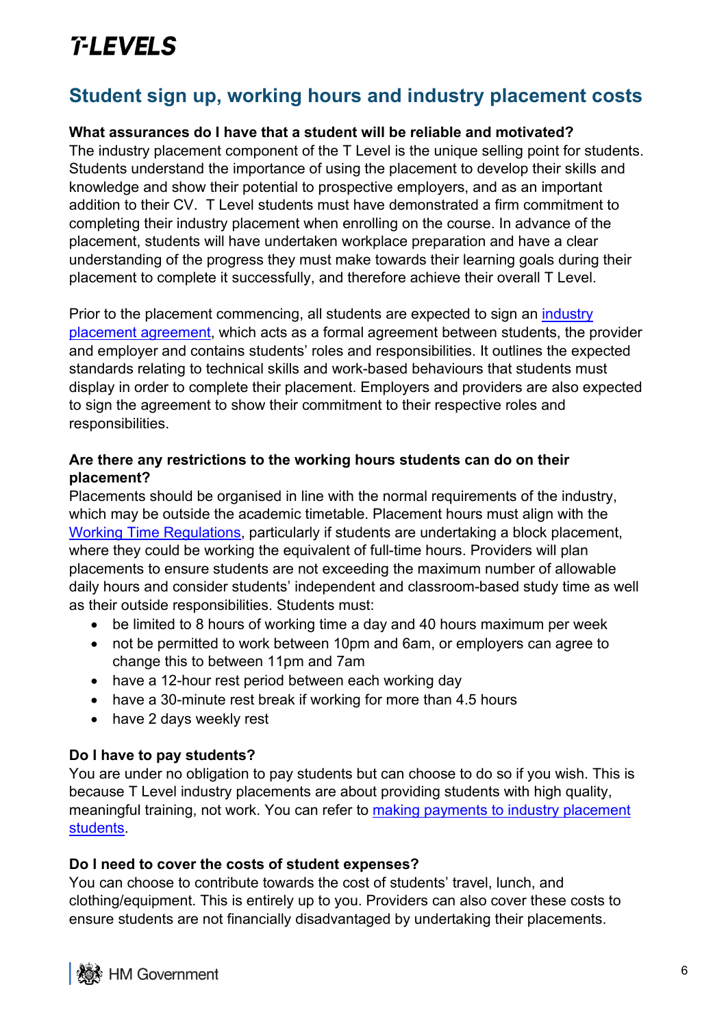## Student sign up, working hours and industry placement costs

**What assurances do I have that a student will be reliable and motivated?**

The industry placement component of the T Level is the unique selling point for students. Students understand the importance of using the placement to develop their skills and knowledge and show their potential to prospective employers, and as an important addition to their CV. T Level students must have demonstrated a firm commitment to completing their industry placement when enrolling on the course. In advance of the placement, students will have undertaken workplace preparation and have a clear understanding of the progress they must make towards their learning goals during their placement to complete it successfully, and therefore achieve their overall T Level.

Prior to the placement commencing, all students are expected to sign an industry placement agreement, which acts as a formal agreement between students, the provider and employer and contains students' roles and responsibilities. It outlines the expected standards relating to technical skills and work-based behaviours that students must display in order to complete their placement. Employers and providers are also expected to sign the agreement to show their commitment to their respective roles and responsibilities.

**Are there any restrictions to the working hours students can do on their placement?**

Placements should be organised in line with the normal requirements of the industry, which may be outside the academic timetable. Placement hours must align with the Working Time Regulations, particularly if students are undertaking a block placement, where they could be working the equivalent of full-time hours. Providers will plan placements to ensure students are not exceeding the maximum number of allowable daily hours and consider students' independent and classroom-based study time as well as their outside responsibilities. Students must:

- be limited to 8 hours of working time a day and 40 hours maximum per week
- not be permitted to work between 10pm and 6am, or employers can agree to change this to between 11pm and 7am
- have a 12-hour rest period between each working day
- have a 30-minute rest break if working for more than 4.5 hours
- have 2 days weekly rest

**Do I have to pay students?**

You are under no obligation to pay students but can choose to do so if you wish. This is because T Level industry placements are about providing students with high quality, meaningful training, not work. You can refer to making payments to industry placement students.

**Do I need to cover the costs of student expenses?**

You can choose to contribute towards the cost of students' travel, lunch, and clothing/equipment. This is entirely up to you. Providers can also cover these costs to ensure students are not financially disadvantaged by undertaking their placements.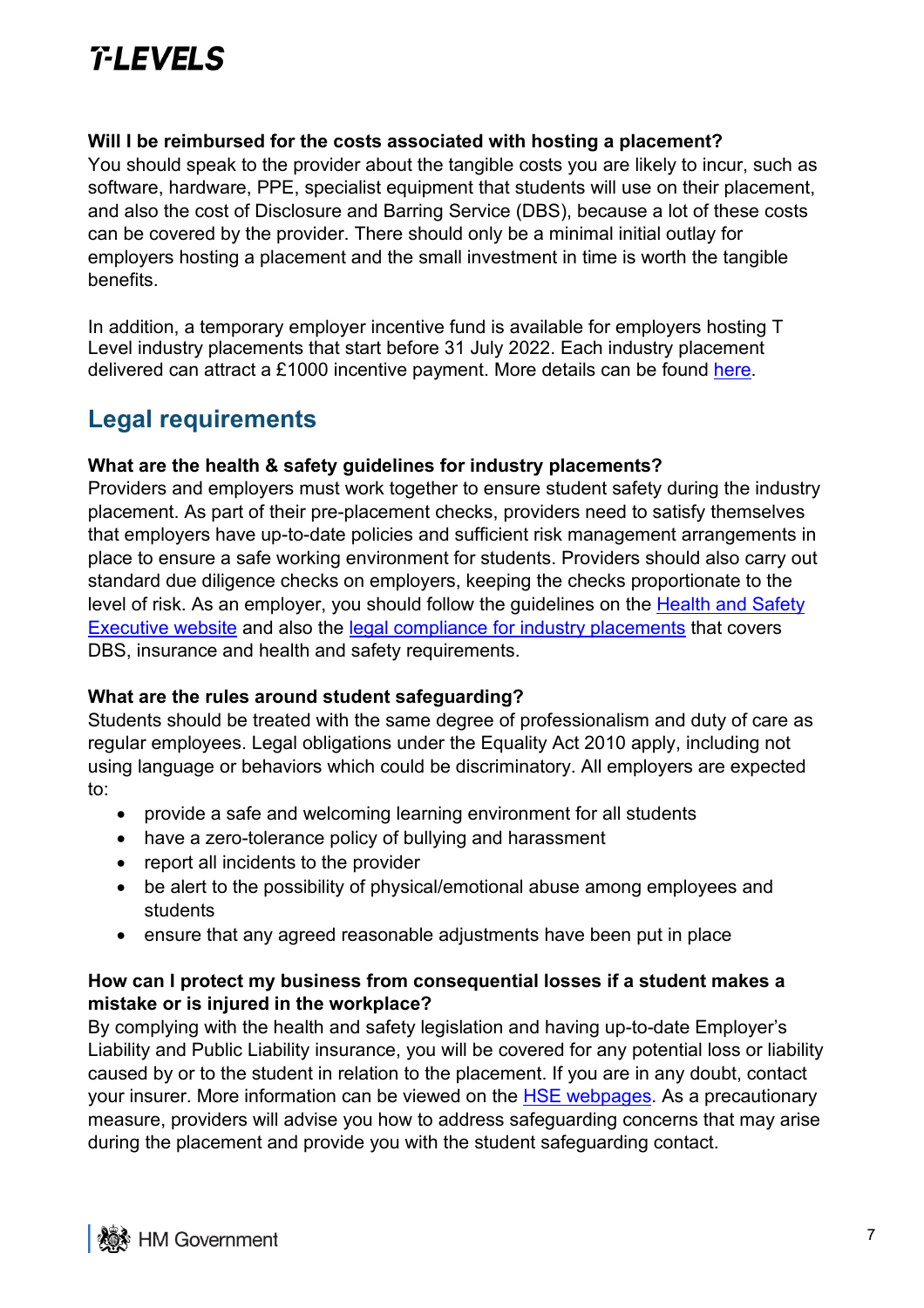**Will I be reimbursed for the costs associated with hosting a placement?**
You should speak to the provider about the tangible costs you are likely to incur, such as software, hardware, PPE, specialist equipment that students will use on their placement, and also the cost of Disclosure and Barring Service (DBS), because a lot of these costs can be covered by the provider. There should only be a minimal initial outlay for employers hosting a placement and the small investment in time is worth the tangible benefits.

In addition, a temporary employer incentive fund is available for employers hosting T Level industry placements that start before 31 July 2022. Each industry placement delivered can attract a £1000 incentive payment. More details can be found here.

## Legal requirements

**What are the health & safety guidelines for industry placements?**
Providers and employers must work together to ensure student safety during the industry placement. As part of their pre-placement checks, providers need to satisfy themselves that employers have up-to-date policies and sufficient risk management arrangements in place to ensure a safe working environment for students. Providers should also carry out standard due diligence checks on employers, keeping the checks proportionate to the level of risk. As an employer, you should follow the guidelines on the Health and Safety Executive website and also the legal compliance for industry placements that covers DBS, insurance and health and safety requirements.

**What are the rules around student safeguarding?**
Students should be treated with the same degree of professionalism and duty of care as regular employees. Legal obligations under the Equality Act 2010 apply, including not using language or behaviors which could be discriminatory. All employers are expected to:

- provide a safe and welcoming learning environment for all students
- have a zero-tolerance policy of bullying and harassment
- report all incidents to the provider
- be alert to the possibility of physical/emotional abuse among employees and students
- ensure that any agreed reasonable adjustments have been put in place

**How can I protect my business from consequential losses if a student makes a mistake or is injured in the workplace?**
By complying with the health and safety legislation and having up-to-date Employer's Liability and Public Liability insurance, you will be covered for any potential loss or liability caused by or to the student in relation to the placement. If you are in any doubt, contact your insurer. More information can be viewed on the HSE webpages. As a precautionary measure, providers will advise you how to address safeguarding concerns that may arise during the placement and provide you with the student safeguarding contact.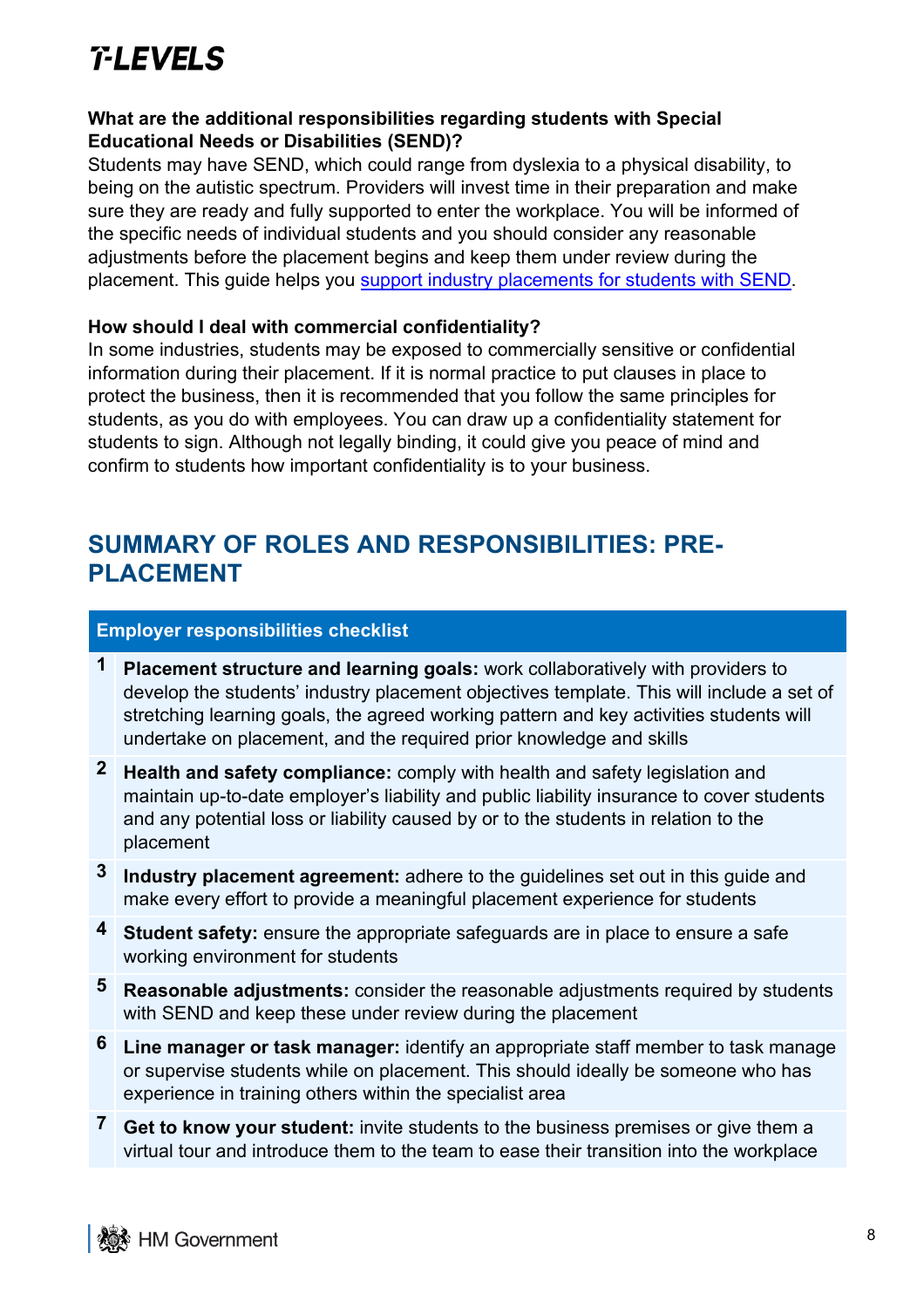**What are the additional responsibilities regarding students with Special Educational Needs or Disabilities (SEND)?**

Students may have SEND, which could range from dyslexia to a physical disability, to being on the autistic spectrum. Providers will invest time in their preparation and make sure they are ready and fully supported to enter the workplace. You will be informed of the specific needs of individual students and you should consider any reasonable adjustments before the placement begins and keep them under review during the placement. This guide helps you support industry placements for students with SEND.

**How should I deal with commercial confidentiality?**

In some industries, students may be exposed to commercially sensitive or confidential information during their placement. If it is normal practice to put clauses in place to protect the business, then it is recommended that you follow the same principles for students, as you do with employees. You can draw up a confidentiality statement for students to sign. Although not legally binding, it could give you peace of mind and confirm to students how important confidentiality is to your business.

## SUMMARY OF ROLES AND RESPONSIBILITIES: PRE-PLACEMENT

| | Employer responsibilities checklist |
|---|---|
| 1 | **Placement structure and learning goals:** work collaboratively with providers to develop the students' industry placement objectives template. This will include a set of stretching learning goals, the agreed working pattern and key activities students will undertake on placement, and the required prior knowledge and skills |
| 2 | **Health and safety compliance:** comply with health and safety legislation and maintain up-to-date employer's liability and public liability insurance to cover students and any potential loss or liability caused by or to the students in relation to the placement |
| 3 | **Industry placement agreement:** adhere to the guidelines set out in this guide and make every effort to provide a meaningful placement experience for students |
| 4 | **Student safety:** ensure the appropriate safeguards are in place to ensure a safe working environment for students |
| 5 | **Reasonable adjustments:** consider the reasonable adjustments required by students with SEND and keep these under review during the placement |
| 6 | **Line manager or task manager:** identify an appropriate staff member to task manage or supervise students while on placement. This should ideally be someone who has experience in training others within the specialist area |
| 7 | **Get to know your student:** invite students to the business premises or give them a virtual tour and introduce them to the team to ease their transition into the workplace |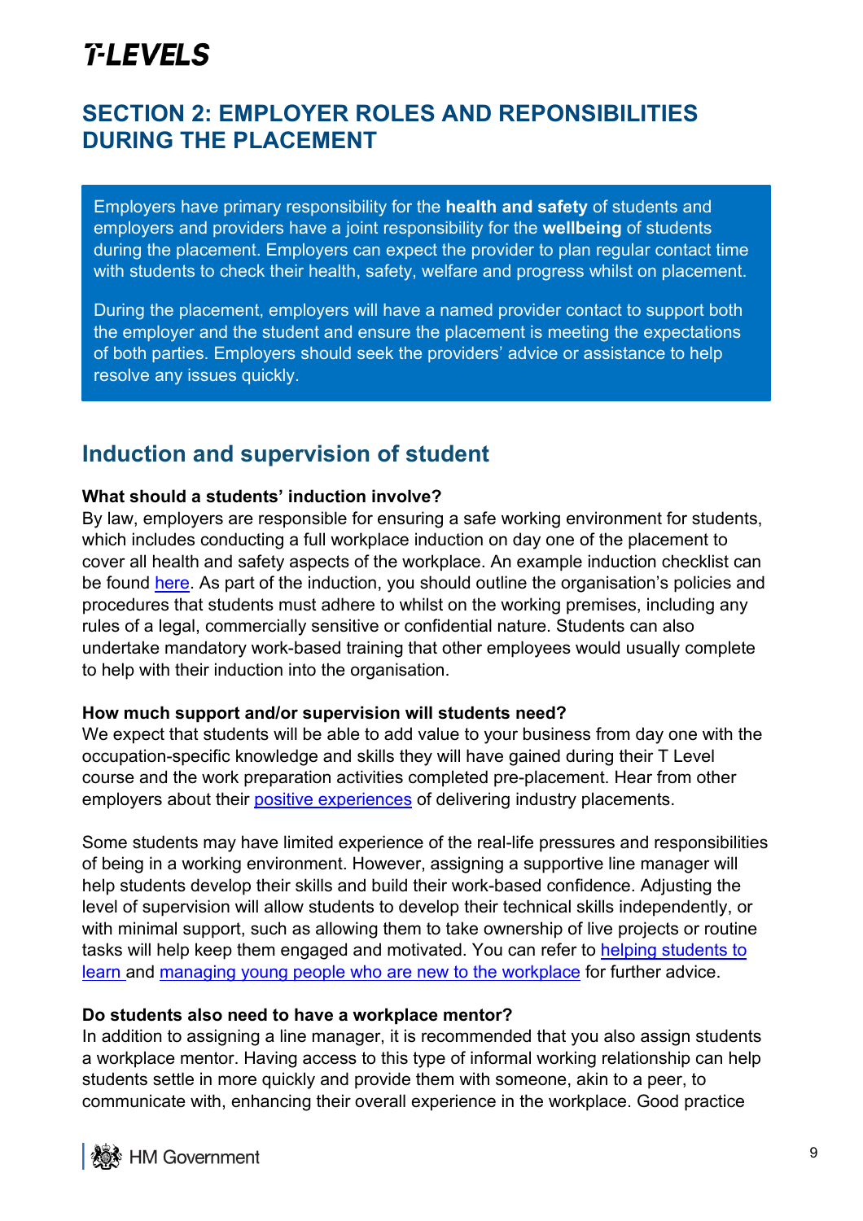## SECTION 2: EMPLOYER ROLES AND REPONSIBILITIES DURING THE PLACEMENT

Employers have primary responsibility for the **health and safety** of students and employers and providers have a joint responsibility for the **wellbeing** of students during the placement. Employers can expect the provider to plan regular contact time with students to check their health, safety, welfare and progress whilst on placement.

During the placement, employers will have a named provider contact to support both the employer and the student and ensure the placement is meeting the expectations of both parties. Employers should seek the providers' advice or assistance to help resolve any issues quickly.

### Induction and supervision of student

**What should a students' induction involve?**

By law, employers are responsible for ensuring a safe working environment for students, which includes conducting a full workplace induction on day one of the placement to cover all health and safety aspects of the workplace. An example induction checklist can be found here. As part of the induction, you should outline the organisation's policies and procedures that students must adhere to whilst on the working premises, including any rules of a legal, commercially sensitive or confidential nature. Students can also undertake mandatory work-based training that other employees would usually complete to help with their induction into the organisation.

**How much support and/or supervision will students need?**

We expect that students will be able to add value to your business from day one with the occupation-specific knowledge and skills they will have gained during their T Level course and the work preparation activities completed pre-placement. Hear from other employers about their positive experiences of delivering industry placements.

Some students may have limited experience of the real-life pressures and responsibilities of being in a working environment. However, assigning a supportive line manager will help students develop their skills and build their work-based confidence. Adjusting the level of supervision will allow students to develop their technical skills independently, or with minimal support, such as allowing them to take ownership of live projects or routine tasks will help keep them engaged and motivated. You can refer to helping students to learn and managing young people who are new to the workplace for further advice.

**Do students also need to have a workplace mentor?**

In addition to assigning a line manager, it is recommended that you also assign students a workplace mentor. Having access to this type of informal working relationship can help students settle in more quickly and provide them with someone, akin to a peer, to communicate with, enhancing their overall experience in the workplace. Good practice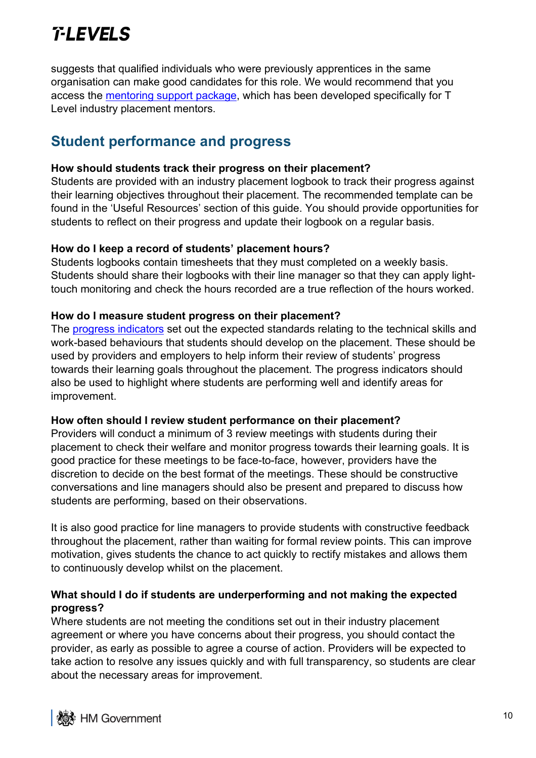suggests that qualified individuals who were previously apprentices in the same organisation can make good candidates for this role. We would recommend that you access the mentoring support package, which has been developed specifically for T Level industry placement mentors.

## Student performance and progress

**How should students track their progress on their placement?**
Students are provided with an industry placement logbook to track their progress against their learning objectives throughout their placement. The recommended template can be found in the 'Useful Resources' section of this guide. You should provide opportunities for students to reflect on their progress and update their logbook on a regular basis.

**How do I keep a record of students' placement hours?**
Students logbooks contain timesheets that they must completed on a weekly basis. Students should share their logbooks with their line manager so that they can apply light-touch monitoring and check the hours recorded are a true reflection of the hours worked.

**How do I measure student progress on their placement?**
The progress indicators set out the expected standards relating to the technical skills and work-based behaviours that students should develop on the placement. These should be used by providers and employers to help inform their review of students' progress towards their learning goals throughout the placement. The progress indicators should also be used to highlight where students are performing well and identify areas for improvement.

**How often should I review student performance on their placement?**
Providers will conduct a minimum of 3 review meetings with students during their placement to check their welfare and monitor progress towards their learning goals. It is good practice for these meetings to be face-to-face, however, providers have the discretion to decide on the best format of the meetings. These should be constructive conversations and line managers should also be present and prepared to discuss how students are performing, based on their observations.

It is also good practice for line managers to provide students with constructive feedback throughout the placement, rather than waiting for formal review points. This can improve motivation, gives students the chance to act quickly to rectify mistakes and allows them to continuously develop whilst on the placement.

**What should I do if students are underperforming and not making the expected progress?**
Where students are not meeting the conditions set out in their industry placement agreement or where you have concerns about their progress, you should contact the provider, as early as possible to agree a course of action. Providers will be expected to take action to resolve any issues quickly and with full transparency, so students are clear about the necessary areas for improvement.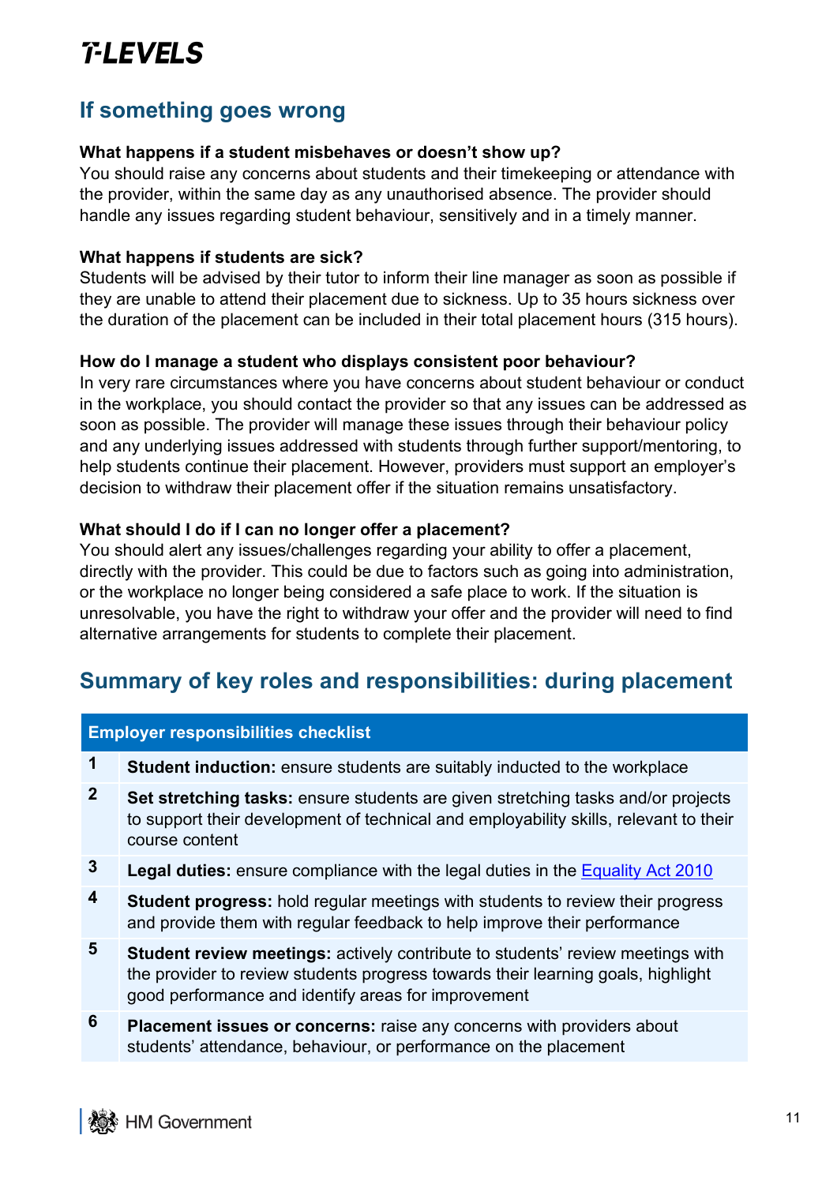## If something goes wrong

**What happens if a student misbehaves or doesn't show up?**
You should raise any concerns about students and their timekeeping or attendance with the provider, within the same day as any unauthorised absence. The provider should handle any issues regarding student behaviour, sensitively and in a timely manner.

**What happens if students are sick?**
Students will be advised by their tutor to inform their line manager as soon as possible if they are unable to attend their placement due to sickness. Up to 35 hours sickness over the duration of the placement can be included in their total placement hours (315 hours).

**How do I manage a student who displays consistent poor behaviour?**
In very rare circumstances where you have concerns about student behaviour or conduct in the workplace, you should contact the provider so that any issues can be addressed as soon as possible. The provider will manage these issues through their behaviour policy and any underlying issues addressed with students through further support/mentoring, to help students continue their placement. However, providers must support an employer's decision to withdraw their placement offer if the situation remains unsatisfactory.

**What should I do if I can no longer offer a placement?**
You should alert any issues/challenges regarding your ability to offer a placement, directly with the provider. This could be due to factors such as going into administration, or the workplace no longer being considered a safe place to work. If the situation is unresolvable, you have the right to withdraw your offer and the provider will need to find alternative arrangements for students to complete their placement.

## Summary of key roles and responsibilities: during placement

| Employer responsibilities checklist | |
|---|---|
| 1 | **Student induction:** ensure students are suitably inducted to the workplace |
| 2 | **Set stretching tasks:** ensure students are given stretching tasks and/or projects to support their development of technical and employability skills, relevant to their course content |
| 3 | **Legal duties:** ensure compliance with the legal duties in the Equality Act 2010 |
| 4 | **Student progress:** hold regular meetings with students to review their progress and provide them with regular feedback to help improve their performance |
| 5 | **Student review meetings:** actively contribute to students' review meetings with the provider to review students progress towards their learning goals, highlight good performance and identify areas for improvement |
| 6 | **Placement issues or concerns:** raise any concerns with providers about students' attendance, behaviour, or performance on the placement |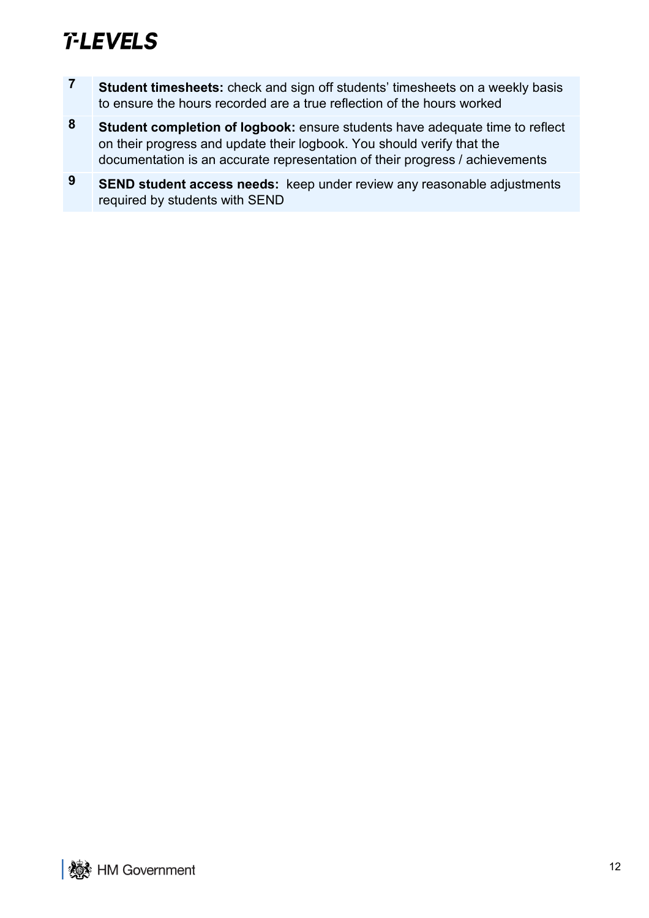| | |
|---|---|
| **7** | **Student timesheets:** check and sign off students' timesheets on a weekly basis to ensure the hours recorded are a true reflection of the hours worked |
| **8** | **Student completion of logbook:** ensure students have adequate time to reflect on their progress and update their logbook. You should verify that the documentation is an accurate representation of their progress / achievements |
| **9** | **SEND student access needs:** keep under review any reasonable adjustments required by students with SEND |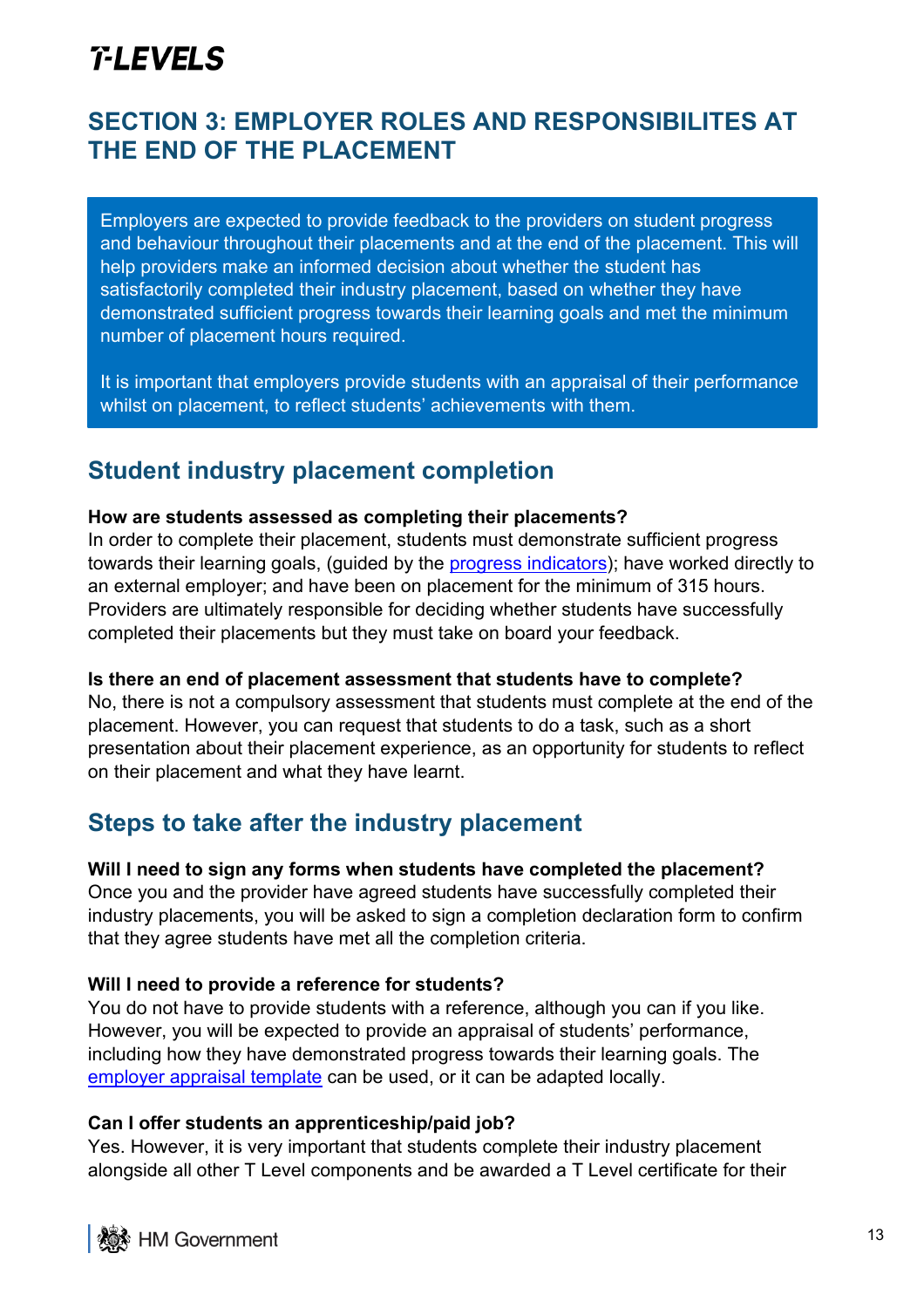## SECTION 3: EMPLOYER ROLES AND RESPONSIBILITES AT THE END OF THE PLACEMENT

Employers are expected to provide feedback to the providers on student progress and behaviour throughout their placements and at the end of the placement. This will help providers make an informed decision about whether the student has satisfactorily completed their industry placement, based on whether they have demonstrated sufficient progress towards their learning goals and met the minimum number of placement hours required.

It is important that employers provide students with an appraisal of their performance whilst on placement, to reflect students' achievements with them.

### Student industry placement completion

**How are students assessed as completing their placements?**

In order to complete their placement, students must demonstrate sufficient progress towards their learning goals, (guided by the progress indicators); have worked directly to an external employer; and have been on placement for the minimum of 315 hours. Providers are ultimately responsible for deciding whether students have successfully completed their placements but they must take on board your feedback.

**Is there an end of placement assessment that students have to complete?**

No, there is not a compulsory assessment that students must complete at the end of the placement. However, you can request that students to do a task, such as a short presentation about their placement experience, as an opportunity for students to reflect on their placement and what they have learnt.

### Steps to take after the industry placement

**Will I need to sign any forms when students have completed the placement?**

Once you and the provider have agreed students have successfully completed their industry placements, you will be asked to sign a completion declaration form to confirm that they agree students have met all the completion criteria.

**Will I need to provide a reference for students?**

You do not have to provide students with a reference, although you can if you like. However, you will be expected to provide an appraisal of students' performance, including how they have demonstrated progress towards their learning goals. The employer appraisal template can be used, or it can be adapted locally.

**Can I offer students an apprenticeship/paid job?**

Yes. However, it is very important that students complete their industry placement alongside all other T Level components and be awarded a T Level certificate for their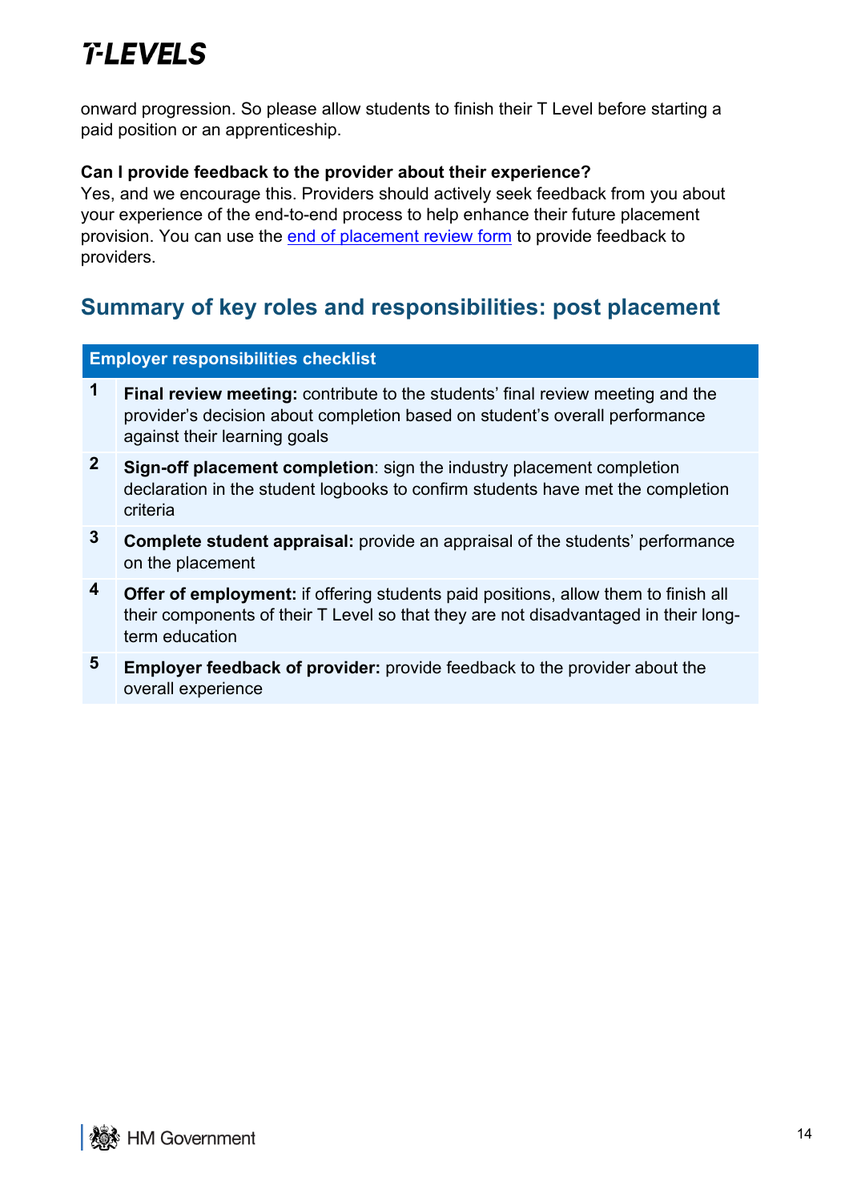onward progression. So please allow students to finish their T Level before starting a paid position or an apprenticeship.

**Can I provide feedback to the provider about their experience?**
Yes, and we encourage this. Providers should actively seek feedback from you about your experience of the end-to-end process to help enhance their future placement provision. You can use the end of placement review form to provide feedback to providers.

## Summary of key roles and responsibilities: post placement

| Employer responsibilities checklist | |
|---|---|
| 1 | **Final review meeting:** contribute to the students' final review meeting and the provider's decision about completion based on student's overall performance against their learning goals |
| 2 | **Sign-off placement completion**: sign the industry placement completion declaration in the student logbooks to confirm students have met the completion criteria |
| 3 | **Complete student appraisal:** provide an appraisal of the students' performance on the placement |
| 4 | **Offer of employment:** if offering students paid positions, allow them to finish all their components of their T Level so that they are not disadvantaged in their long-term education |
| 5 | **Employer feedback of provider:** provide feedback to the provider about the overall experience |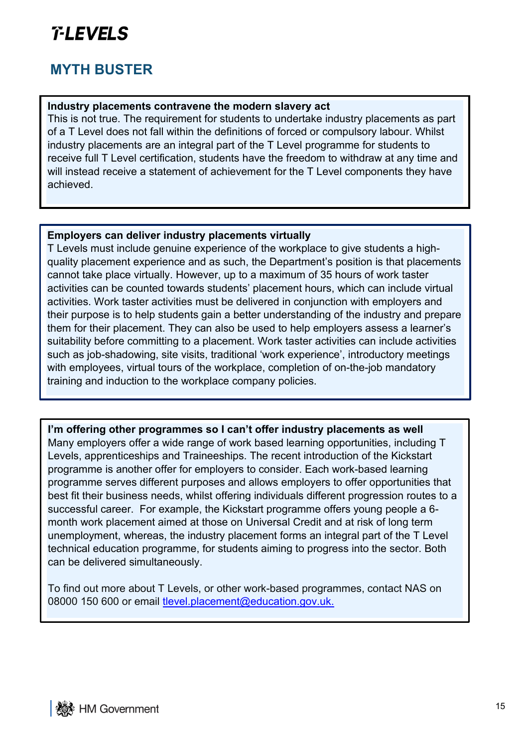# T-LEVELS

## MYTH BUSTER

**Industry placements contravene the modern slavery act**

This is not true. The requirement for students to undertake industry placements as part of a T Level does not fall within the definitions of forced or compulsory labour. Whilst industry placements are an integral part of the T Level programme for students to receive full T Level certification, students have the freedom to withdraw at any time and will instead receive a statement of achievement for the T Level components they have achieved.

**Employers can deliver industry placements virtually**

T Levels must include genuine experience of the workplace to give students a high-quality placement experience and as such, the Department's position is that placements cannot take place virtually. However, up to a maximum of 35 hours of work taster activities can be counted towards students' placement hours, which can include virtual activities. Work taster activities must be delivered in conjunction with employers and their purpose is to help students gain a better understanding of the industry and prepare them for their placement. They can also be used to help employers assess a learner's suitability before committing to a placement. Work taster activities can include activities such as job-shadowing, site visits, traditional 'work experience', introductory meetings with employees, virtual tours of the workplace, completion of on-the-job mandatory training and induction to the workplace company policies.

**I'm offering other programmes so I can't offer industry placements as well**

Many employers offer a wide range of work based learning opportunities, including T Levels, apprenticeships and Traineeships. The recent introduction of the Kickstart programme is another offer for employers to consider. Each work-based learning programme serves different purposes and allows employers to offer opportunities that best fit their business needs, whilst offering individuals different progression routes to a successful career. For example, the Kickstart programme offers young people a 6-month work placement aimed at those on Universal Credit and at risk of long term unemployment, whereas, the industry placement forms an integral part of the T Level technical education programme, for students aiming to progress into the sector. Both can be delivered simultaneously.

To find out more about T Levels, or other work-based programmes, contact NAS on 08000 150 600 or email tlevel.placement@education.gov.uk.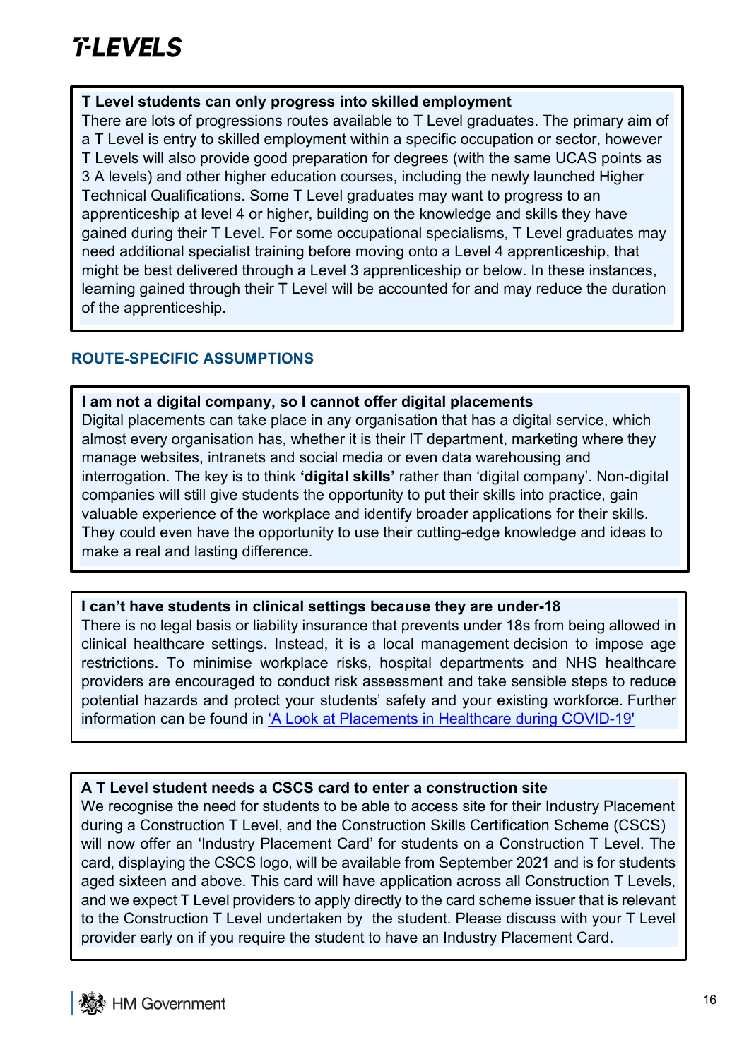**T Level students can only progress into skilled employment**

There are lots of progressions routes available to T Level graduates. The primary aim of a T Level is entry to skilled employment within a specific occupation or sector, however T Levels will also provide good preparation for degrees (with the same UCAS points as 3 A levels) and other higher education courses, including the newly launched Higher Technical Qualifications. Some T Level graduates may want to progress to an apprenticeship at level 4 or higher, building on the knowledge and skills they have gained during their T Level. For some occupational specialisms, T Level graduates may need additional specialist training before moving onto a Level 4 apprenticeship, that might be best delivered through a Level 3 apprenticeship or below. In these instances, learning gained through their T Level will be accounted for and may reduce the duration of the apprenticeship.

## ROUTE-SPECIFIC ASSUMPTIONS

**I am not a digital company, so I cannot offer digital placements**

Digital placements can take place in any organisation that has a digital service, which almost every organisation has, whether it is their IT department, marketing where they manage websites, intranets and social media or even data warehousing and interrogation. The key is to think **'digital skills'** rather than 'digital company'. Non-digital companies will still give students the opportunity to put their skills into practice, gain valuable experience of the workplace and identify broader applications for their skills. They could even have the opportunity to use their cutting-edge knowledge and ideas to make a real and lasting difference.

**I can't have students in clinical settings because they are under-18**

There is no legal basis or liability insurance that prevents under 18s from being allowed in clinical healthcare settings. Instead, it is a local management decision to impose age restrictions. To minimise workplace risks, hospital departments and NHS healthcare providers are encouraged to conduct risk assessment and take sensible steps to reduce potential hazards and protect your students' safety and your existing workforce. Further information can be found in 'A Look at Placements in Healthcare during COVID-19'

**A T Level student needs a CSCS card to enter a construction site**

We recognise the need for students to be able to access site for their Industry Placement during a Construction T Level, and the Construction Skills Certification Scheme (CSCS) will now offer an 'Industry Placement Card' for students on a Construction T Level. The card, displaying the CSCS logo, will be available from September 2021 and is for students aged sixteen and above. This card will have application across all Construction T Levels, and we expect T Level providers to apply directly to the card scheme issuer that is relevant to the Construction T Level undertaken by the student. Please discuss with your T Level provider early on if you require the student to have an Industry Placement Card.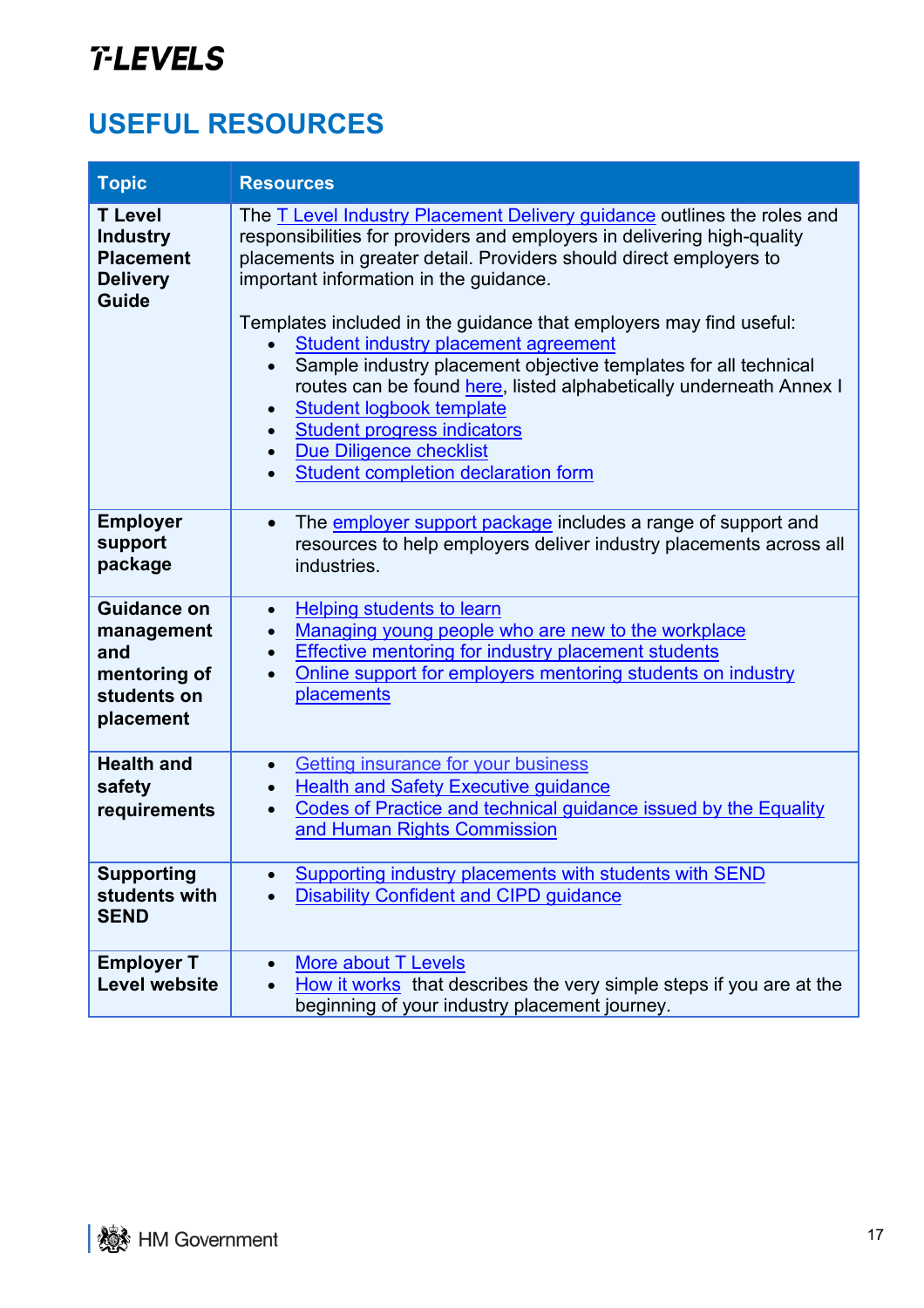## USEFUL RESOURCES

| Topic | Resources |
|---|---|
| **T Level Industry Placement Delivery Guide** | The T Level Industry Placement Delivery guidance outlines the roles and responsibilities for providers and employers in delivering high-quality placements in greater detail. Providers should direct employers to important information in the guidance.<br><br>Templates included in the guidance that employers may find useful:<br>• Student industry placement agreement<br>• Sample industry placement objective templates for all technical routes can be found here, listed alphabetically underneath Annex I<br>• Student logbook template<br>• Student progress indicators<br>• Due Diligence checklist<br>• Student completion declaration form |
| **Employer support package** | • The employer support package includes a range of support and resources to help employers deliver industry placements across all industries. |
| **Guidance on management and mentoring of students on placement** | • Helping students to learn<br>• Managing young people who are new to the workplace<br>• Effective mentoring for industry placement students<br>• Online support for employers mentoring students on industry placements |
| **Health and safety requirements** | • Getting insurance for your business<br>• Health and Safety Executive guidance<br>• Codes of Practice and technical guidance issued by the Equality and Human Rights Commission |
| **Supporting students with SEND** | • Supporting industry placements with students with SEND<br>• Disability Confident and CIPD guidance |
| **Employer T Level website** | • More about T Levels<br>• How it works that describes the very simple steps if you are at the beginning of your industry placement journey. |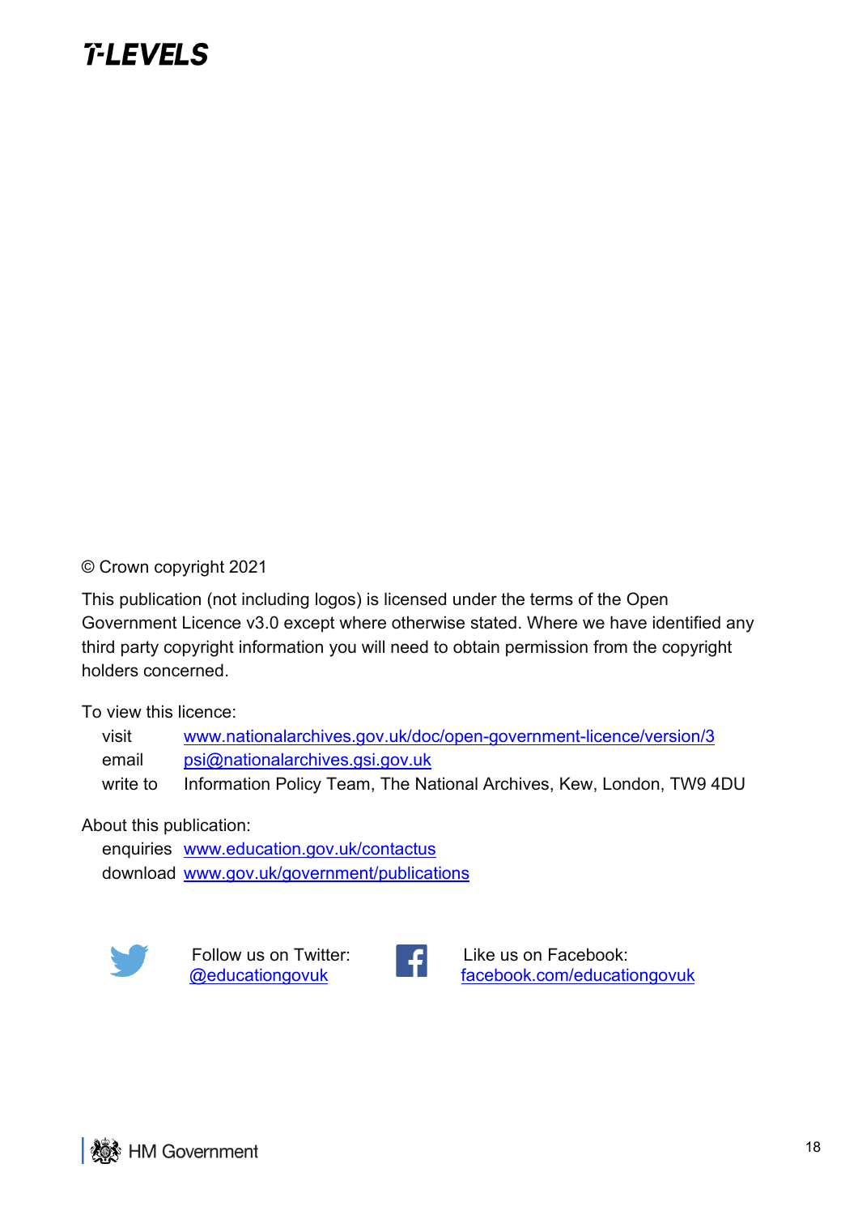© Crown copyright 2021

This publication (not including logos) is licensed under the terms of the Open Government Licence v3.0 except where otherwise stated. Where we have identified any third party copyright information you will need to obtain permission from the copyright holders concerned.

To view this licence:

| | |
|---|---|
| visit | www.nationalarchives.gov.uk/doc/open-government-licence/version/3 |
| email | psi@nationalarchives.gsi.gov.uk |
| write to | Information Policy Team, The National Archives, Kew, London, TW9 4DU |

About this publication:

| | |
|---|---|
| enquiries | www.education.gov.uk/contactus |
| download | www.gov.uk/government/publications |

Follow us on Twitter:
@educationgovuk

Like us on Facebook:
facebook.com/educationgovuk